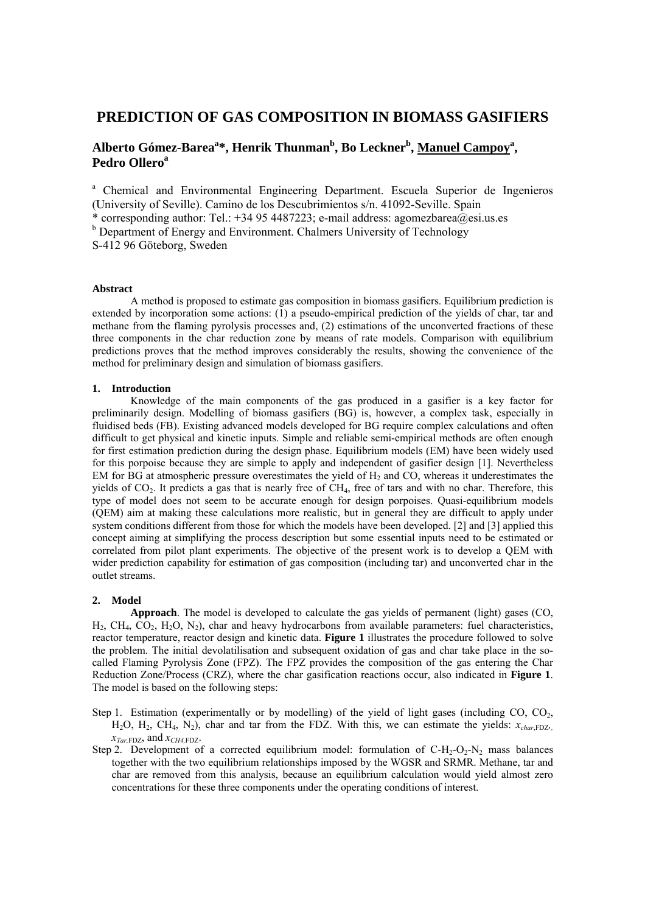# PREDICTION OF GAS COMPOSITION IN BIOMASS GASIFIERS

**Alberto Gómez-Barea[a]*, Henrik Thunman[b], Bo Leckner[b], Manuel Campoy[a], Pedro Ollero[a]**

[a] Chemical and Environmental Engineering Department. Escuela Superior de Ingenieros (University of Seville). Camino de los Descubrimientos s/n. 41092-Seville. Spain

* corresponding author: Tel.: +34 95 4487223; e-mail address: agomezbarea@esi.us.es

[b] Department of Energy and Environment. Chalmers University of Technology S-412 96 Göteborg, Sweden

**Abstract**

A method is proposed to estimate gas composition in biomass gasifiers. Equilibrium prediction is extended by incorporation some actions: (1) a pseudo-empirical prediction of the yields of char, tar and methane from the flaming pyrolysis processes and, (2) estimations of the unconverted fractions of these three components in the char reduction zone by means of rate models. Comparison with equilibrium predictions proves that the method improves considerably the results, showing the convenience of the method for preliminary design and simulation of biomass gasifiers.

## 1. Introduction

Knowledge of the main components of the gas produced in a gasifier is a key factor for preliminarily design. Modelling of biomass gasifiers (BG) is, however, a complex task, especially in fluidised beds (FB). Existing advanced models developed for BG require complex calculations and often difficult to get physical and kinetic inputs. Simple and reliable semi-empirical methods are often enough for first estimation prediction during the design phase. Equilibrium models (EM) have been widely used for this porpoise because they are simple to apply and independent of gasifier design [1]. Nevertheless EM for BG at atmospheric pressure overestimates the yield of $H_2$ and CO, whereas it underestimates the yields of $CO_2$. It predicts a gas that is nearly free of $CH_4$, free of tars and with no char. Therefore, this type of model does not seem to be accurate enough for design porpoises. Quasi-equilibrium models (QEM) aim at making these calculations more realistic, but in general they are difficult to apply under system conditions different from those for which the models have been developed. [2] and [3] applied this concept aiming at simplifying the process description but some essential inputs need to be estimated or correlated from pilot plant experiments. The objective of the present work is to develop a QEM with wider prediction capability for estimation of gas composition (including tar) and unconverted char in the outlet streams.

## 2. Model

**Approach**. The model is developed to calculate the gas yields of permanent (light) gases (CO, $H_2$, $CH_4$, $CO_2$, $H_2O$, $N_2$), char and heavy hydrocarbons from available parameters: fuel characteristics, reactor temperature, reactor design and kinetic data. **Figure 1** illustrates the procedure followed to solve the problem. The initial devolatilisation and subsequent oxidation of gas and char take place in the so-called Flaming Pyrolysis Zone (FPZ). The FPZ provides the composition of the gas entering the Char Reduction Zone/Process (CRZ), where the char gasification reactions occur, also indicated in **Figure 1**. The model is based on the following steps:

Step 1. Estimation (experimentally or by modelling) of the yield of light gases (including CO, $CO_2$, $H_2O$, $H_2$, $CH_4$, $N_2$), char and tar from the FDZ. With this, we can estimate the yields: $x_{char,\mathrm{FDZ}}$, $x_{Tar,\mathrm{FDZ}}$, and $x_{CH4,\mathrm{FDZ}}$.

Step 2. Development of a corrected equilibrium model: formulation of C-$H_2$-$O_2$-$N_2$ mass balances together with the two equilibrium relationships imposed by the WGSR and SRMR. Methane, tar and char are removed from this analysis, because an equilibrium calculation would yield almost zero concentrations for these three components under the operating conditions of interest.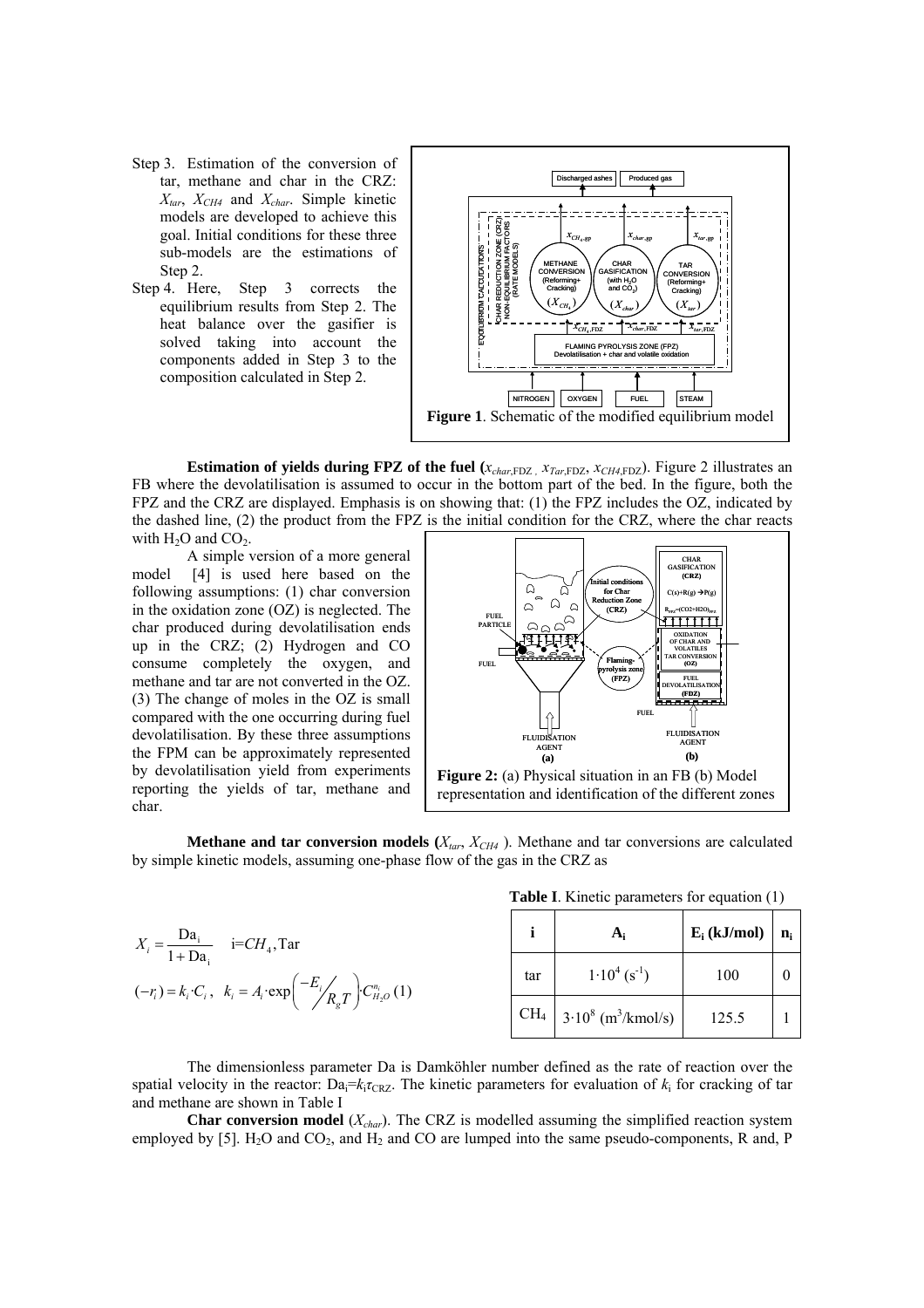Step 3. Estimation of the conversion of tar, methane and char in the CRZ: $X_{tar}$, $X_{CH4}$ and $X_{char}$. Simple kinetic models are developed to achieve this goal. Initial conditions for these three sub-models are the estimations of Step 2.

Step 4. Here, Step 3 corrects the equilibrium results from Step 2. The heat balance over the gasifier is solved taking into account the components added in Step 3 to the composition calculated in Step 2.

**Figure 1**. Schematic of the modified equilibrium model

**Estimation of yields during FPZ of the fuel (**$x_{char,\text{FDZ}}$, $x_{Tar,\text{FDZ}}$, $x_{CH4,\text{FDZ}}$**)**. Figure 2 illustrates an FB where the devolatilisation is assumed to occur in the bottom part of the bed. In the figure, both the FPZ and the CRZ are displayed. Emphasis is on showing that: (1) the FPZ includes the OZ, indicated by the dashed line, (2) the product from the FPZ is the initial condition for the CRZ, where the char reacts with $H_2O$ and $CO_2$.

A simple version of a more general model [4] is used here based on the following assumptions: (1) char conversion in the oxidation zone (OZ) is neglected. The char produced during devolatilisation ends up in the CRZ; (2) Hydrogen and CO consume completely the oxygen, and methane and tar are not converted in the OZ. (3) The change of moles in the OZ is small compared with the one occurring during fuel devolatilisation. By these three assumptions the FPM can be approximately represented by devolatilisation yield from experiments reporting the yields of tar, methane and char.

**Figure 2:** (a) Physical situation in an FB (b) Model representation and identification of the different zones

**Methane and tar conversion models (**$X_{tar}$, $X_{CH4}$ **)**. Methane and tar conversions are calculated by simple kinetic models, assuming one-phase flow of the gas in the CRZ as

$$X_i = \frac{\text{Da}_i}{1+\text{Da}_i} \quad i = CH_4, \text{Tar}$$

$$(-r_i) = k_i \cdot C_i, \quad k_i = A_i \cdot \exp\left(\frac{-E_i}{R_g T}\right) \cdot C_{H_2O}^{n_i} \quad (1)$$

**Table I**. Kinetic parameters for equation (1)

| i | $A_i$ | $E_i$ (kJ/mol) | $n_i$ |
|---|---|---|---|
| tar | $1 \cdot 10^4$ ($s^{-1}$) | 100 | 0 |
| $CH_4$ | $3 \cdot 10^8$ ($m^3$/kmol/s) | 125.5 | 1 |

The dimensionless parameter Da is Damköhler number defined as the rate of reaction over the spatial velocity in the reactor: $\text{Da}_i = k_i \tau_{\text{CRZ}}$. The kinetic parameters for evaluation of $k_i$ for cracking of tar and methane are shown in Table I

**Char conversion model** ($X_{char}$). The CRZ is modelled assuming the simplified reaction system employed by [5]. $H_2O$ and $CO_2$, and $H_2$ and CO are lumped into the same pseudo-components, R and, P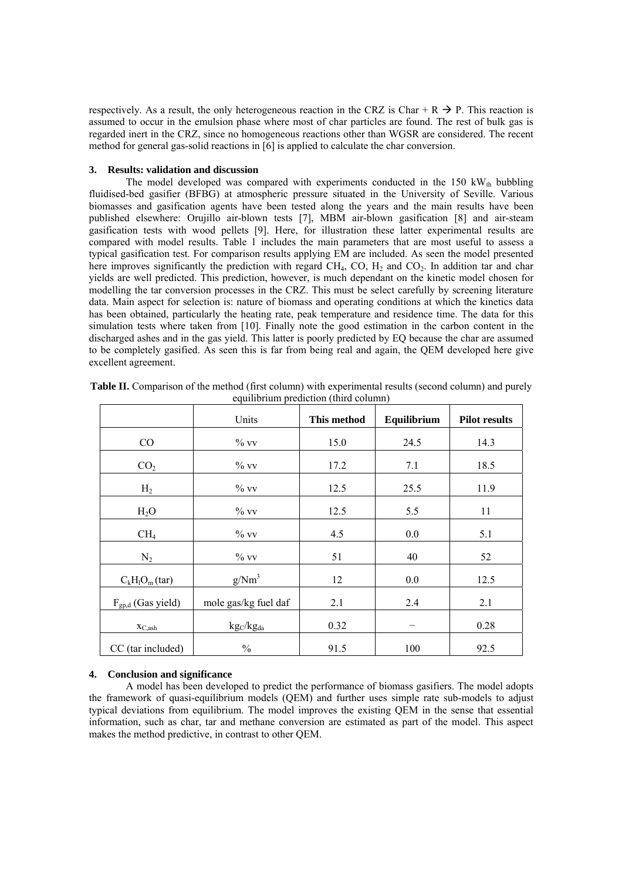respectively. As a result, the only heterogeneous reaction in the CRZ is Char + R → P. This reaction is assumed to occur in the emulsion phase where most of char particles are found. The rest of bulk gas is regarded inert in the CRZ, since no homogeneous reactions other than WGSR are considered. The recent method for general gas-solid reactions in [6] is applied to calculate the char conversion.

## 3. Results: validation and discussion

The model developed was compared with experiments conducted in the 150 $kW_{th}$ bubbling fluidised-bed gasifier (BFBG) at atmospheric pressure situated in the University of Seville. Various biomasses and gasification agents have been tested along the years and the main results have been published elsewhere: Orujillo air-blown tests [7], MBM air-blown gasification [8] and air-steam gasification tests with wood pellets [9]. Here, for illustration these latter experimental results are compared with model results. Table 1 includes the main parameters that are most useful to assess a typical gasification test. For comparison results applying EM are included. As seen the model presented here improves significantly the prediction with regard $CH_4$, CO, $H_2$ and $CO_2$. In addition tar and char yields are well predicted. This prediction, however, is much dependant on the kinetic model chosen for modelling the tar conversion processes in the CRZ. This must be select carefully by screening literature data. Main aspect for selection is: nature of biomass and operating conditions at which the kinetics data has been obtained, particularly the heating rate, peak temperature and residence time. The data for this simulation tests where taken from [10]. Finally note the good estimation in the carbon content in the discharged ashes and in the gas yield. This latter is poorly predicted by EQ because the char are assumed to be completely gasified. As seen this is far from being real and again, the QEM developed here give excellent agreement.

**Table II.** Comparison of the method (first column) with experimental results (second column) and purely equilibrium prediction (third column)

| | Units | **This method** | **Equilibrium** | **Pilot results** |
|---|---|---|---|---|
| CO | % vv | 15.0 | 24.5 | 14.3 |
| $CO_2$ | % vv | 17.2 | 7.1 | 18.5 |
| $H_2$ | % vv | 12.5 | 25.5 | 11.9 |
| $H_2O$ | % vv | 12.5 | 5.5 | 11 |
| $CH_4$ | % vv | 4.5 | 0.0 | 5.1 |
| $N_2$ | % vv | 51 | 40 | 52 |
| $C_kH_lO_m$ (tar) | $g/Nm^3$ | 12 | 0.0 | 12.5 |
| $F_{gp,d}$ (Gas yield) | mole gas/kg fuel daf | 2.1 | 2.4 | 2.1 |
| $x_{C,ash}$ | $kg_C/kg_{da}$ | 0.32 | – | 0.28 |
| CC (tar included) | % | 91.5 | 100 | 92.5 |

## 4. Conclusion and significance

A model has been developed to predict the performance of biomass gasifiers. The model adopts the framework of quasi-equilibrium models (QEM) and further uses simple rate sub-models to adjust typical deviations from equilibrium. The model improves the existing QEM in the sense that essential information, such as char, tar and methane conversion are estimated as part of the model. This aspect makes the method predictive, in contrast to other QEM.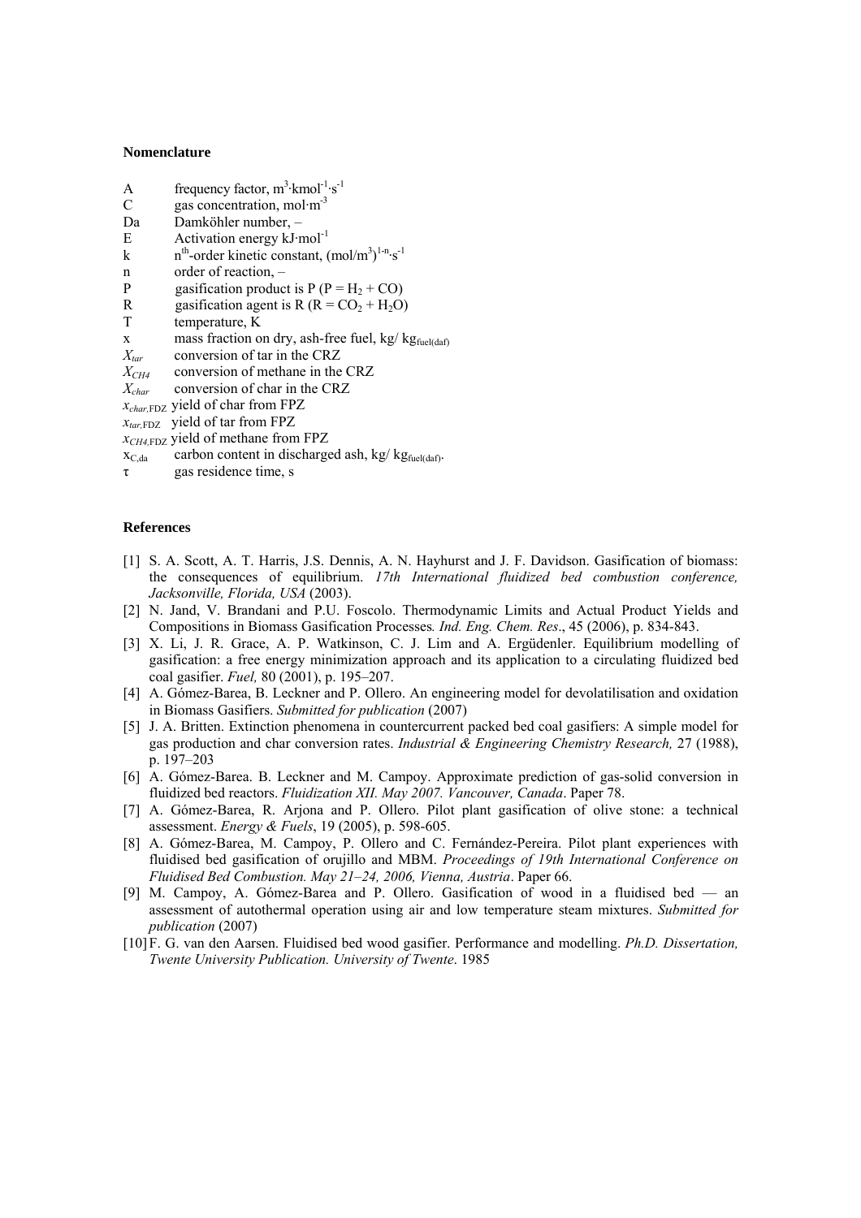**Nomenclature**

- A frequency factor, $m^3 \cdot kmol^{-1} \cdot s^{-1}$
- C gas concentration, $mol \cdot m^{-3}$
- Da Damköhler number, –
- E Activation energy $kJ \cdot mol^{-1}$
- k $n^{th}$-order kinetic constant, $(mol/m^3)^{1-n} \cdot s^{-1}$
- n order of reaction, –
- P gasification product is P ($P = H_2 + CO$)
- R gasification agent is R ($R = CO_2 + H_2O$)
- T temperature, K
- x mass fraction on dry, ash-free fuel, kg/ $kg_{fuel(daf)}$
- $X_{tar}$ conversion of tar in the CRZ
- $X_{CH4}$ conversion of methane in the CRZ
- $X_{char}$ conversion of char in the CRZ
- $x_{char,FDZ}$ yield of char from FPZ
- $x_{tar,FDZ}$ yield of tar from FPZ
- $x_{CH4,FDZ}$ yield of methane from FPZ
- $x_{C,da}$ carbon content in discharged ash, kg/ $kg_{fuel(daf)}$.
- τ gas residence time, s

**References**

[1] S. A. Scott, A. T. Harris, J.S. Dennis, A. N. Hayhurst and J. F. Davidson. Gasification of biomass: the consequences of equilibrium. *17th International fluidized bed combustion conference, Jacksonville, Florida, USA* (2003).

[2] N. Jand, V. Brandani and P.U. Foscolo. Thermodynamic Limits and Actual Product Yields and Compositions in Biomass Gasification Processes. *Ind. Eng. Chem. Res*., 45 (2006), p. 834-843.

[3] X. Li, J. R. Grace, A. P. Watkinson, C. J. Lim and A. Ergüdenler. Equilibrium modelling of gasification: a free energy minimization approach and its application to a circulating fluidized bed coal gasifier. *Fuel,* 80 (2001), p. 195–207.

[4] A. Gómez-Barea, B. Leckner and P. Ollero. An engineering model for devolatilisation and oxidation in Biomass Gasifiers. *Submitted for publication* (2007)

[5] J. A. Britten. Extinction phenomena in countercurrent packed bed coal gasifiers: A simple model for gas production and char conversion rates. *Industrial & Engineering Chemistry Research,* 27 (1988), p. 197–203

[6] A. Gómez-Barea. B. Leckner and M. Campoy. Approximate prediction of gas-solid conversion in fluidized bed reactors. *Fluidization XII. May 2007. Vancouver, Canada*. Paper 78.

[7] A. Gómez-Barea, R. Arjona and P. Ollero. Pilot plant gasification of olive stone: a technical assessment. *Energy & Fuels*, 19 (2005), p. 598-605.

[8] A. Gómez-Barea, M. Campoy, P. Ollero and C. Fernández-Pereira. Pilot plant experiences with fluidised bed gasification of orujillo and MBM. *Proceedings of 19th International Conference on Fluidised Bed Combustion. May 21–24, 2006, Vienna, Austria*. Paper 66.

[9] M. Campoy, A. Gómez-Barea and P. Ollero. Gasification of wood in a fluidised bed — an assessment of autothermal operation using air and low temperature steam mixtures. *Submitted for publication* (2007)

[10] F. G. van den Aarsen. Fluidised bed wood gasifier. Performance and modelling. *Ph.D. Dissertation, Twente University Publication. University of Twente*. 1985